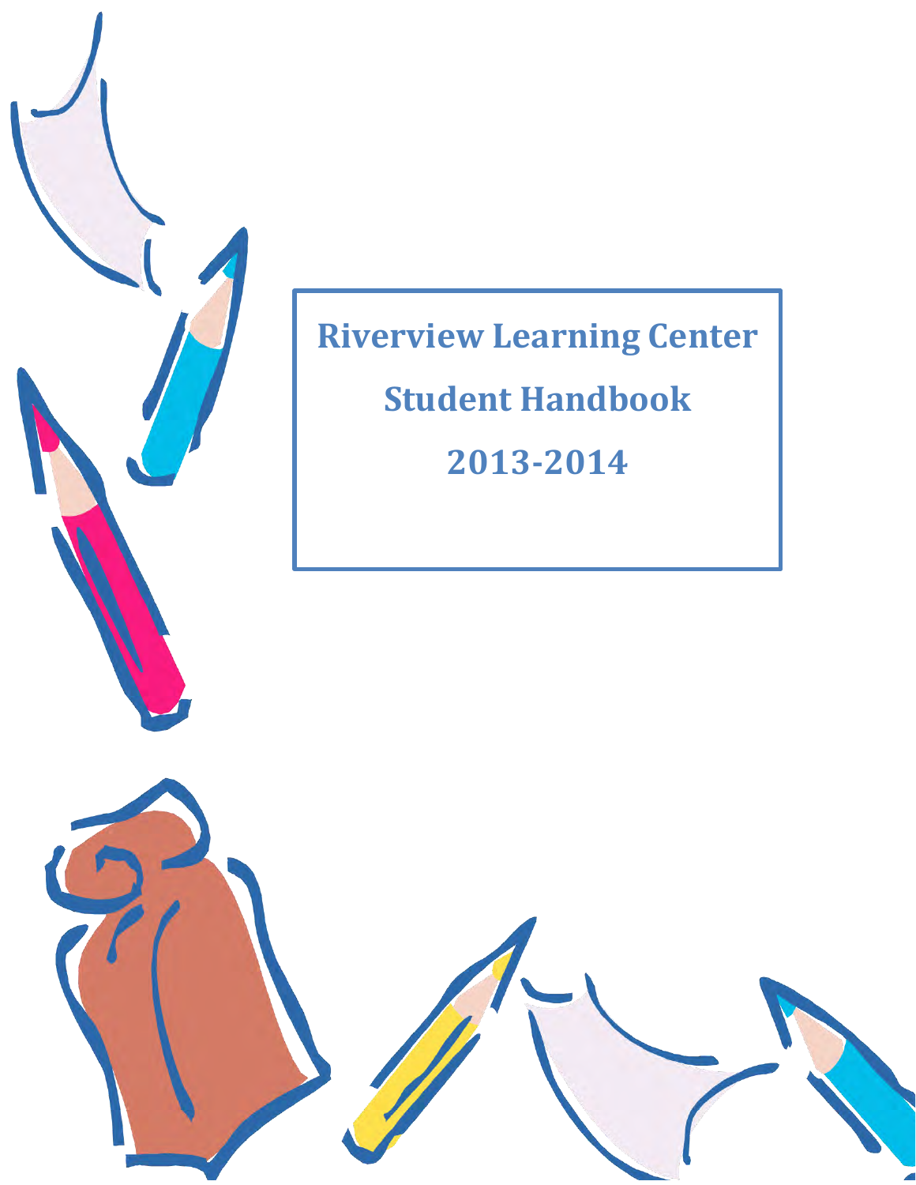# Riverview Learning Center

# Student Handbook

# 2013-2014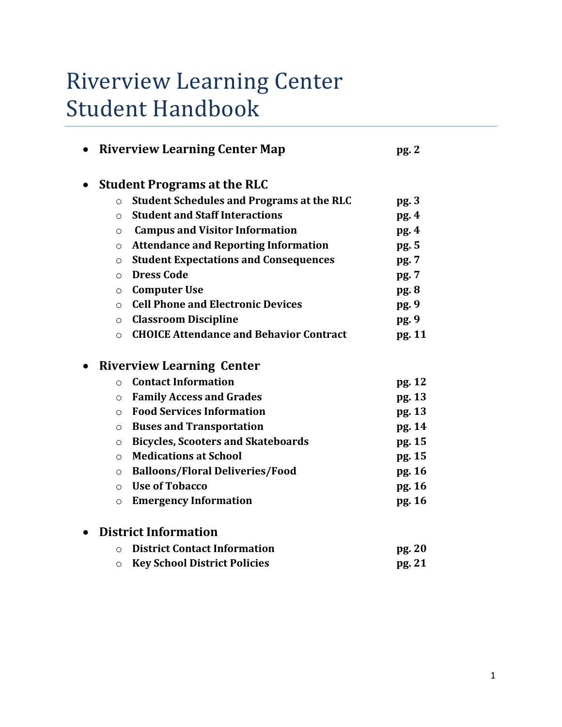# Riverview Learning Center Student Handbook

- **Riverview Learning Center Map** **pg. 2**

- **Student Programs at the RLC**
  - **Student Schedules and Programs at the RLC** **pg. 3**
  - **Student and Staff Interactions** **pg. 4**
  - **Campus and Visitor Information** **pg. 4**
  - **Attendance and Reporting Information** **pg. 5**
  - **Student Expectations and Consequences** **pg. 7**
  - **Dress Code** **pg. 7**
  - **Computer Use** **pg. 8**
  - **Cell Phone and Electronic Devices** **pg. 9**
  - **Classroom Discipline** **pg. 9**
  - **CHOICE Attendance and Behavior Contract** **pg. 11**

- **Riverview Learning Center**
  - **Contact Information** **pg. 12**
  - **Family Access and Grades** **pg. 13**
  - **Food Services Information** **pg. 13**
  - **Buses and Transportation** **pg. 14**
  - **Bicycles, Scooters and Skateboards** **pg. 15**
  - **Medications at School** **pg. 15**
  - **Balloons/Floral Deliveries/Food** **pg. 16**
  - **Use of Tobacco** **pg. 16**
  - **Emergency Information** **pg. 16**

- **District Information**
  - **District Contact Information** **pg. 20**
  - **Key School District Policies** **pg. 21**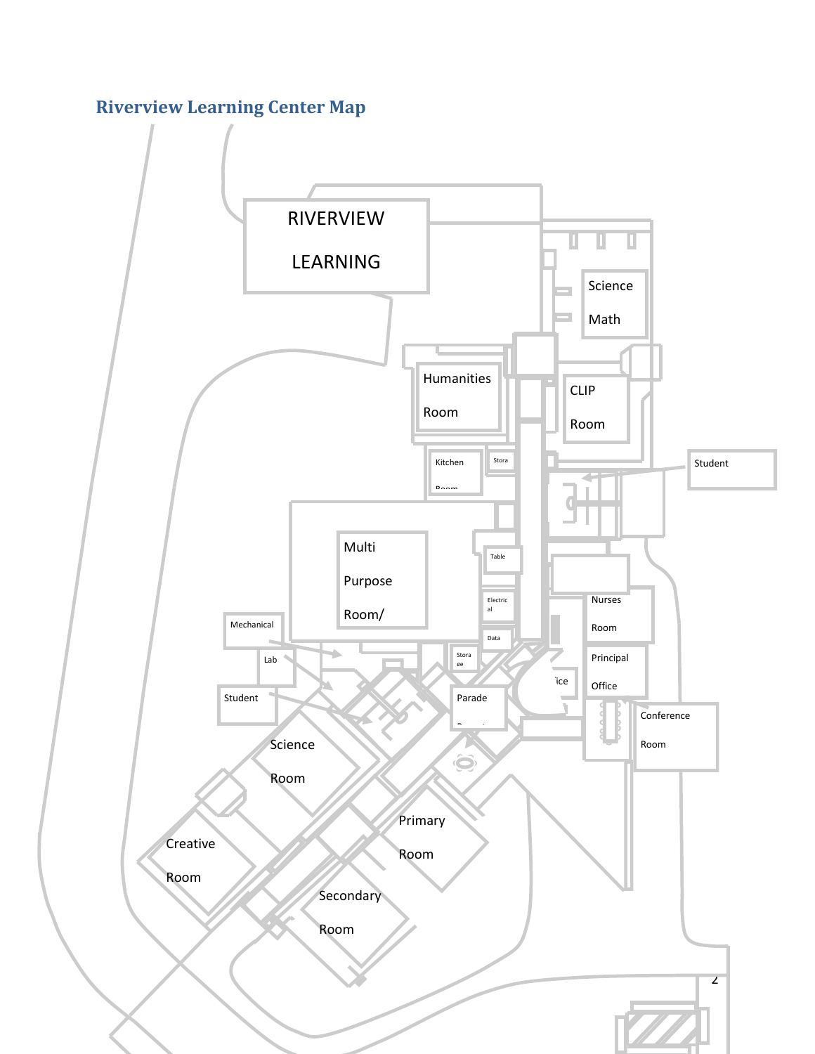## Riverview Learning Center Map

RIVERVIEW

LEARNING

Science

Math

Humanities

Room

CLIP

Room

Kitchen

Room

Stora

Student

Multi

Purpose

Room/

Table

Electrical

Data

Nurses

Room

Mechanical

Lab

Stora ge

Principal

Office

Student

Parade

ice

Conference

Room

Science

Room

Creative

Room

Primary

Room

Secondary

Room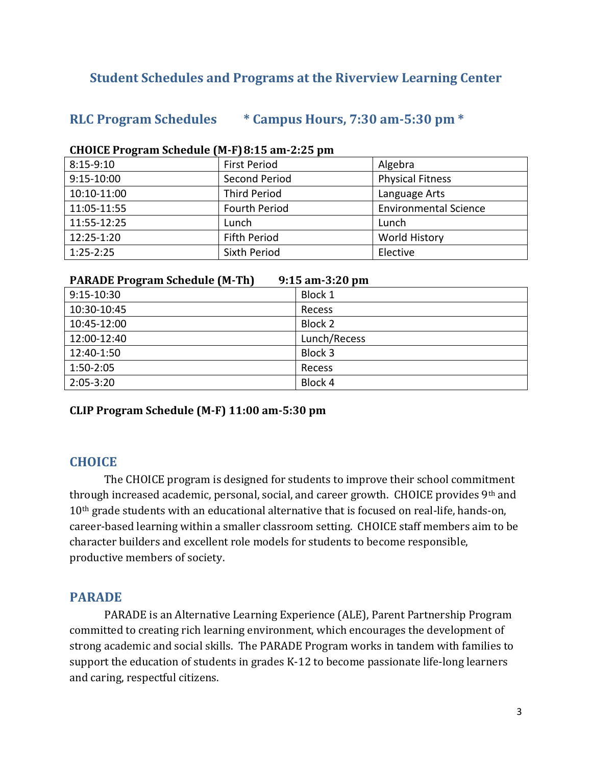## Student Schedules and Programs at the Riverview Learning Center

## RLC Program Schedules * Campus Hours, 7:30 am-5:30 pm *

**CHOICE Program Schedule (M-F) 8:15 am-2:25 pm**

| | | |
|---|---|---|
| 8:15-9:10 | First Period | Algebra |
| 9:15-10:00 | Second Period | Physical Fitness |
| 10:10-11:00 | Third Period | Language Arts |
| 11:05-11:55 | Fourth Period | Environmental Science |
| 11:55-12:25 | Lunch | Lunch |
| 12:25-1:20 | Fifth Period | World History |
| 1:25-2:25 | Sixth Period | Elective |

**PARADE Program Schedule (M-Th) 9:15 am-3:20 pm**

| | |
|---|---|
| 9:15-10:30 | Block 1 |
| 10:30-10:45 | Recess |
| 10:45-12:00 | Block 2 |
| 12:00-12:40 | Lunch/Recess |
| 12:40-1:50 | Block 3 |
| 1:50-2:05 | Recess |
| 2:05-3:20 | Block 4 |

**CLIP Program Schedule (M-F) 11:00 am-5:30 pm**

## CHOICE

The CHOICE program is designed for students to improve their school commitment through increased academic, personal, social, and career growth. CHOICE provides 9th and 10th grade students with an educational alternative that is focused on real-life, hands-on, career-based learning within a smaller classroom setting. CHOICE staff members aim to be character builders and excellent role models for students to become responsible, productive members of society.

## PARADE

PARADE is an Alternative Learning Experience (ALE), Parent Partnership Program committed to creating rich learning environment, which encourages the development of strong academic and social skills. The PARADE Program works in tandem with families to support the education of students in grades K-12 to become passionate life-long learners and caring, respectful citizens.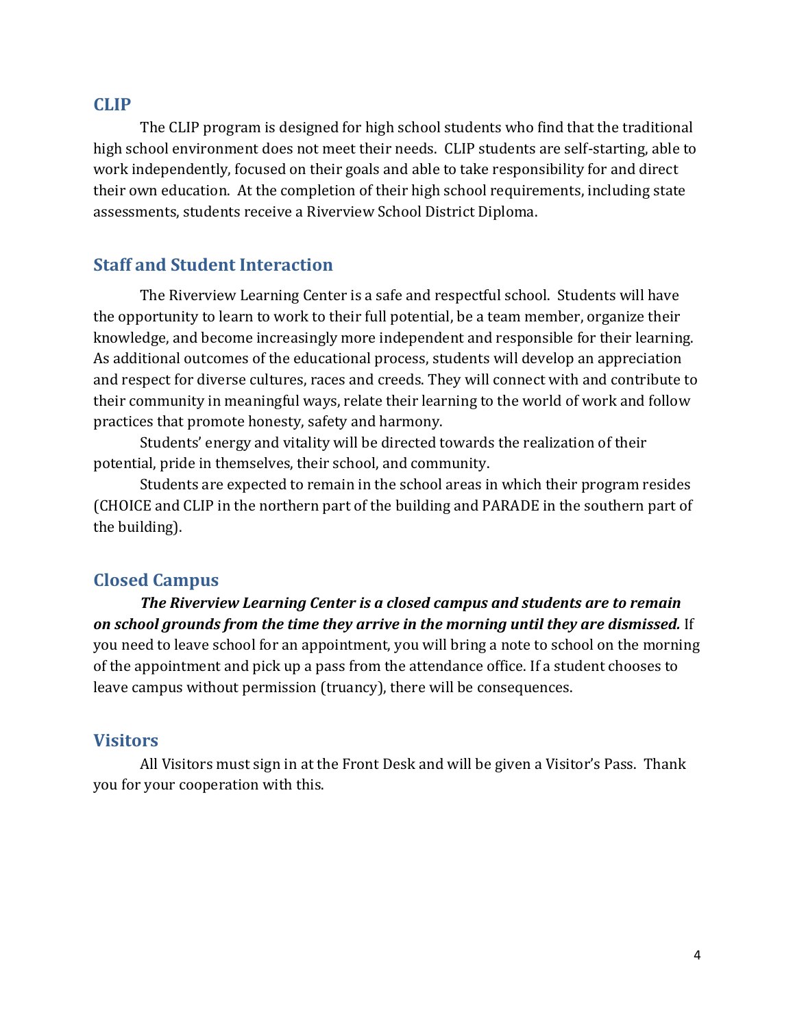## CLIP

The CLIP program is designed for high school students who find that the traditional high school environment does not meet their needs. CLIP students are self-starting, able to work independently, focused on their goals and able to take responsibility for and direct their own education. At the completion of their high school requirements, including state assessments, students receive a Riverview School District Diploma.

## Staff and Student Interaction

The Riverview Learning Center is a safe and respectful school. Students will have the opportunity to learn to work to their full potential, be a team member, organize their knowledge, and become increasingly more independent and responsible for their learning. As additional outcomes of the educational process, students will develop an appreciation and respect for diverse cultures, races and creeds. They will connect with and contribute to their community in meaningful ways, relate their learning to the world of work and follow practices that promote honesty, safety and harmony.

Students' energy and vitality will be directed towards the realization of their potential, pride in themselves, their school, and community.

Students are expected to remain in the school areas in which their program resides (CHOICE and CLIP in the northern part of the building and PARADE in the southern part of the building).

## Closed Campus

***The Riverview Learning Center is a closed campus and students are to remain on school grounds from the time they arrive in the morning until they are dismissed.*** If you need to leave school for an appointment, you will bring a note to school on the morning of the appointment and pick up a pass from the attendance office. If a student chooses to leave campus without permission (truancy), there will be consequences.

## Visitors

All Visitors must sign in at the Front Desk and will be given a Visitor's Pass. Thank you for your cooperation with this.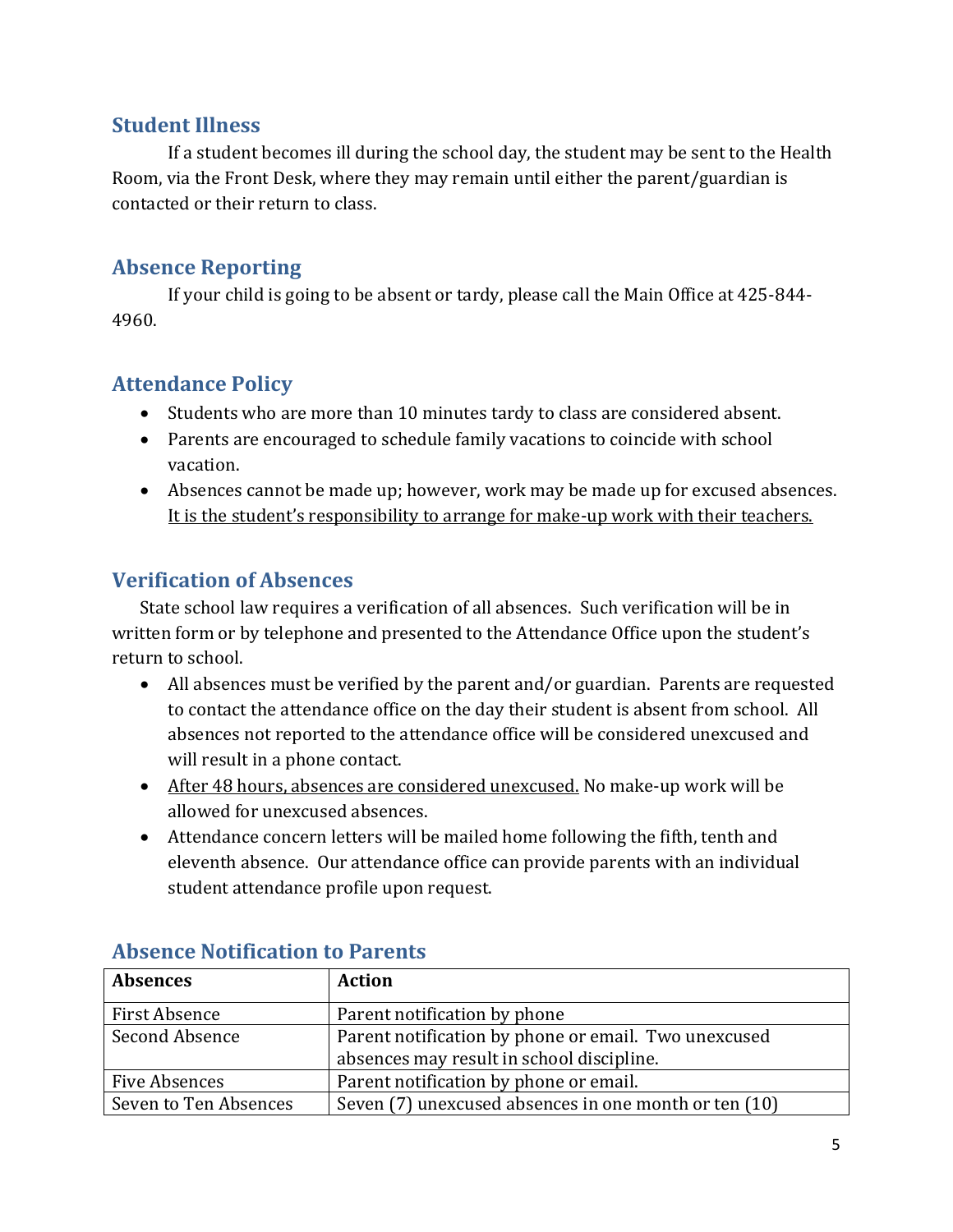## Student Illness

If a student becomes ill during the school day, the student may be sent to the Health Room, via the Front Desk, where they may remain until either the parent/guardian is contacted or their return to class.

## Absence Reporting

If your child is going to be absent or tardy, please call the Main Office at 425-844-4960.

## Attendance Policy

- Students who are more than 10 minutes tardy to class are considered absent.
- Parents are encouraged to schedule family vacations to coincide with school vacation.
- Absences cannot be made up; however, work may be made up for excused absences. <u>It is the student's responsibility to arrange for make-up work with their teachers.</u>

## Verification of Absences

State school law requires a verification of all absences. Such verification will be in written form or by telephone and presented to the Attendance Office upon the student's return to school.

- All absences must be verified by the parent and/or guardian. Parents are requested to contact the attendance office on the day their student is absent from school. All absences not reported to the attendance office will be considered unexcused and will result in a phone contact.
- <u>After 48 hours, absences are considered unexcused.</u> No make-up work will be allowed for unexcused absences.
- Attendance concern letters will be mailed home following the fifth, tenth and eleventh absence. Our attendance office can provide parents with an individual student attendance profile upon request.

## Absence Notification to Parents

| Absences | Action |
| --- | --- |
| First Absence | Parent notification by phone |
| Second Absence | Parent notification by phone or email. Two unexcused absences may result in school discipline. |
| Five Absences | Parent notification by phone or email. |
| Seven to Ten Absences | Seven (7) unexcused absences in one month or ten (10) |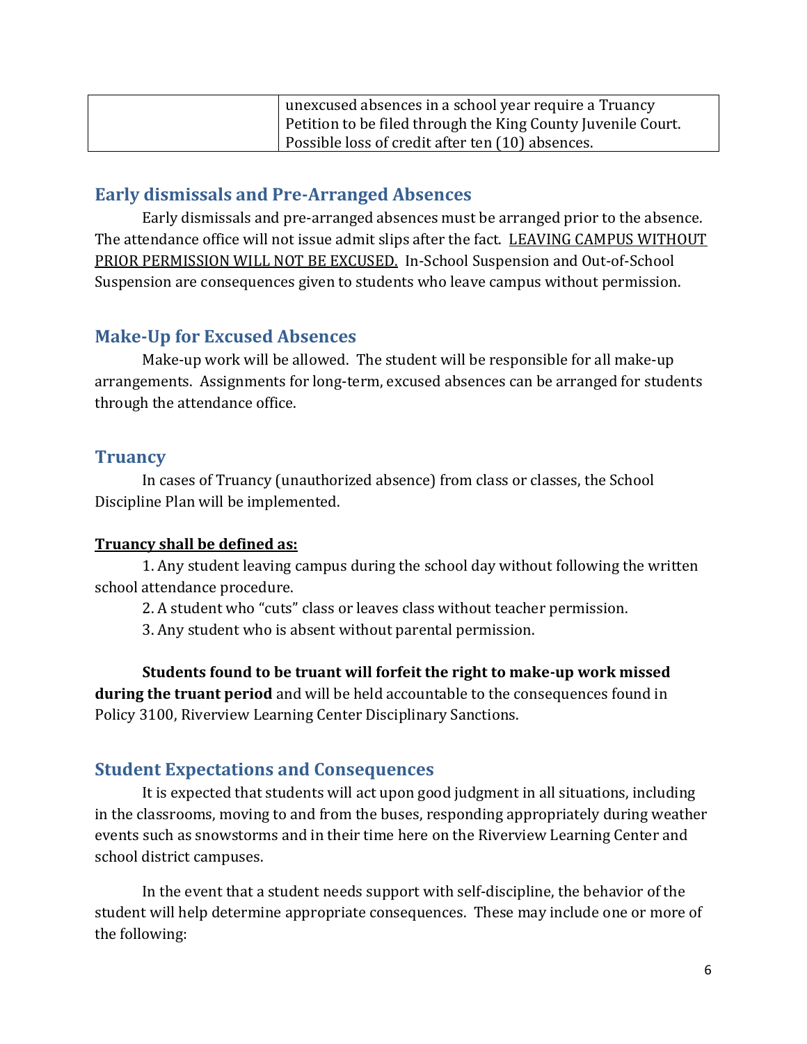| | |
|---|---|
| | unexcused absences in a school year require a Truancy Petition to be filed through the King County Juvenile Court. Possible loss of credit after ten (10) absences. |

## Early dismissals and Pre-Arranged Absences

Early dismissals and pre-arranged absences must be arranged prior to the absence. The attendance office will not issue admit slips after the fact. <u>LEAVING CAMPUS WITHOUT PRIOR PERMISSION WILL NOT BE EXCUSED.</u> In-School Suspension and Out-of-School Suspension are consequences given to students who leave campus without permission.

## Make-Up for Excused Absences

Make-up work will be allowed. The student will be responsible for all make-up arrangements. Assignments for long-term, excused absences can be arranged for students through the attendance office.

## Truancy

In cases of Truancy (unauthorized absence) from class or classes, the School Discipline Plan will be implemented.

**<u>Truancy shall be defined as:</u>**

1. Any student leaving campus during the school day without following the written school attendance procedure.
2. A student who "cuts" class or leaves class without teacher permission.
3. Any student who is absent without parental permission.

**Students found to be truant will forfeit the right to make-up work missed during the truant period** and will be held accountable to the consequences found in Policy 3100, Riverview Learning Center Disciplinary Sanctions.

## Student Expectations and Consequences

It is expected that students will act upon good judgment in all situations, including in the classrooms, moving to and from the buses, responding appropriately during weather events such as snowstorms and in their time here on the Riverview Learning Center and school district campuses.

In the event that a student needs support with self-discipline, the behavior of the student will help determine appropriate consequences. These may include one or more of the following: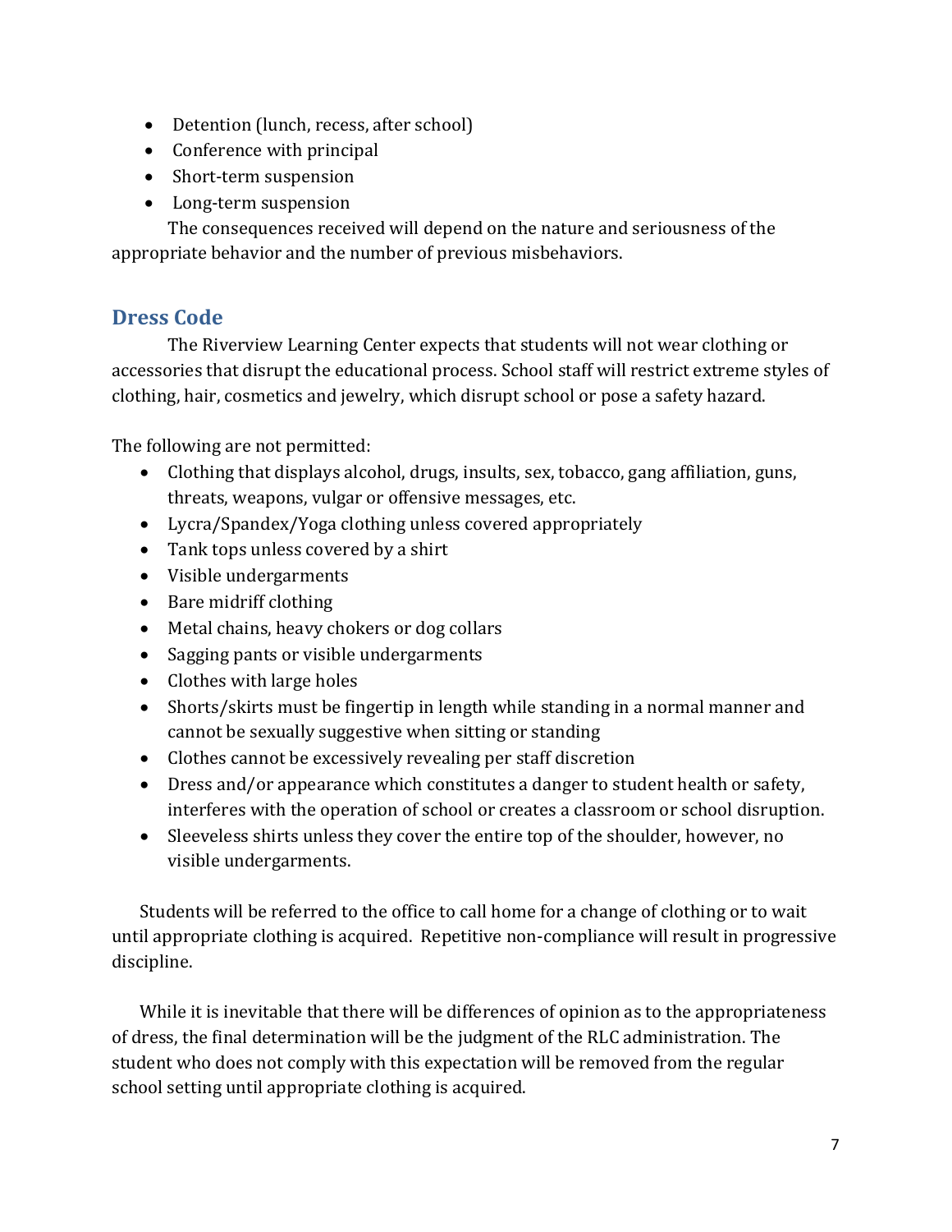- Detention (lunch, recess, after school)
- Conference with principal
- Short-term suspension
- Long-term suspension

The consequences received will depend on the nature and seriousness of the appropriate behavior and the number of previous misbehaviors.

## Dress Code

The Riverview Learning Center expects that students will not wear clothing or accessories that disrupt the educational process. School staff will restrict extreme styles of clothing, hair, cosmetics and jewelry, which disrupt school or pose a safety hazard.

The following are not permitted:

- Clothing that displays alcohol, drugs, insults, sex, tobacco, gang affiliation, guns, threats, weapons, vulgar or offensive messages, etc.
- Lycra/Spandex/Yoga clothing unless covered appropriately
- Tank tops unless covered by a shirt
- Visible undergarments
- Bare midriff clothing
- Metal chains, heavy chokers or dog collars
- Sagging pants or visible undergarments
- Clothes with large holes
- Shorts/skirts must be fingertip in length while standing in a normal manner and cannot be sexually suggestive when sitting or standing
- Clothes cannot be excessively revealing per staff discretion
- Dress and/or appearance which constitutes a danger to student health or safety, interferes with the operation of school or creates a classroom or school disruption.
- Sleeveless shirts unless they cover the entire top of the shoulder, however, no visible undergarments.

Students will be referred to the office to call home for a change of clothing or to wait until appropriate clothing is acquired. Repetitive non-compliance will result in progressive discipline.

While it is inevitable that there will be differences of opinion as to the appropriateness of dress, the final determination will be the judgment of the RLC administration. The student who does not comply with this expectation will be removed from the regular school setting until appropriate clothing is acquired.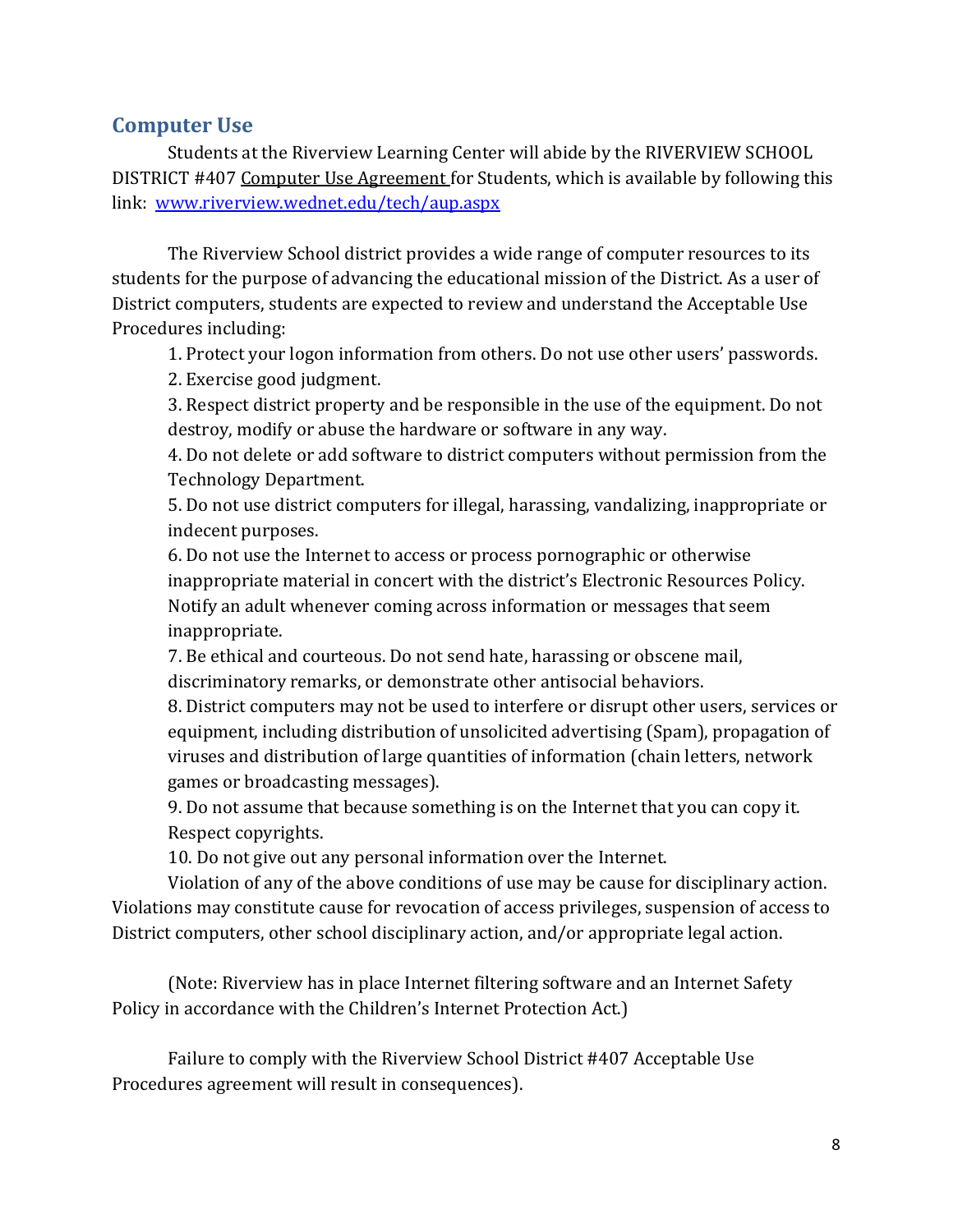## Computer Use

Students at the Riverview Learning Center will abide by the RIVERVIEW SCHOOL DISTRICT #407 Computer Use Agreement for Students, which is available by following this link: [www.riverview.wednet.edu/tech/aup.aspx](www.riverview.wednet.edu/tech/aup.aspx)

The Riverview School district provides a wide range of computer resources to its students for the purpose of advancing the educational mission of the District. As a user of District computers, students are expected to review and understand the Acceptable Use Procedures including:

1. Protect your logon information from others. Do not use other users' passwords.
2. Exercise good judgment.
3. Respect district property and be responsible in the use of the equipment. Do not destroy, modify or abuse the hardware or software in any way.
4. Do not delete or add software to district computers without permission from the Technology Department.
5. Do not use district computers for illegal, harassing, vandalizing, inappropriate or indecent purposes.
6. Do not use the Internet to access or process pornographic or otherwise inappropriate material in concert with the district's Electronic Resources Policy. Notify an adult whenever coming across information or messages that seem inappropriate.
7. Be ethical and courteous. Do not send hate, harassing or obscene mail, discriminatory remarks, or demonstrate other antisocial behaviors.
8. District computers may not be used to interfere or disrupt other users, services or equipment, including distribution of unsolicited advertising (Spam), propagation of viruses and distribution of large quantities of information (chain letters, network games or broadcasting messages).
9. Do not assume that because something is on the Internet that you can copy it. Respect copyrights.
10. Do not give out any personal information over the Internet.

Violation of any of the above conditions of use may be cause for disciplinary action. Violations may constitute cause for revocation of access privileges, suspension of access to District computers, other school disciplinary action, and/or appropriate legal action.

(Note: Riverview has in place Internet filtering software and an Internet Safety Policy in accordance with the Children's Internet Protection Act.)

Failure to comply with the Riverview School District #407 Acceptable Use Procedures agreement will result in consequences).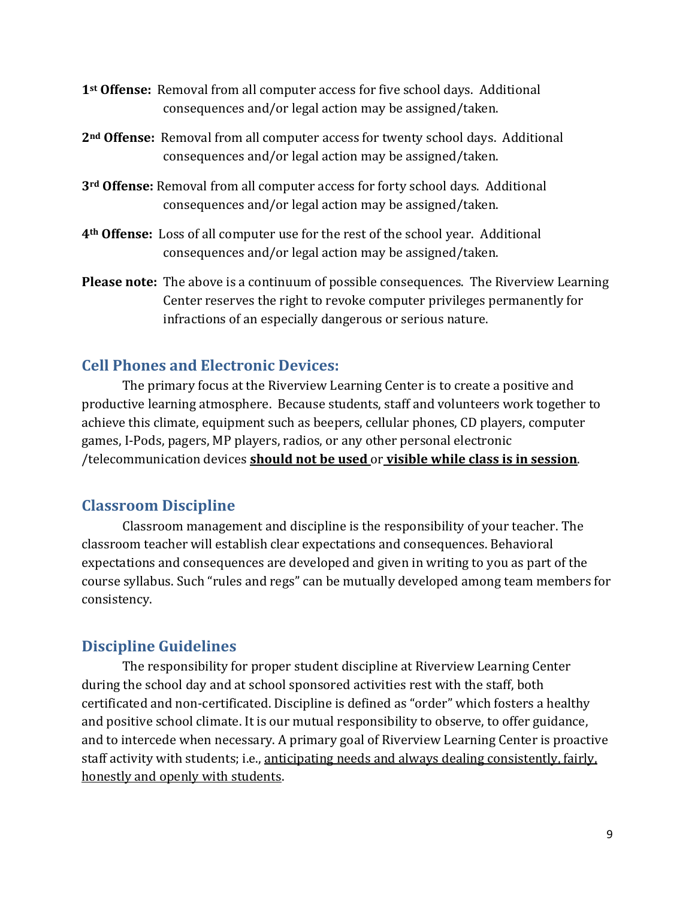**1st Offense:** Removal from all computer access for five school days. Additional consequences and/or legal action may be assigned/taken.

**2nd Offense:** Removal from all computer access for twenty school days. Additional consequences and/or legal action may be assigned/taken.

**3rd Offense:** Removal from all computer access for forty school days. Additional consequences and/or legal action may be assigned/taken.

**4th Offense:** Loss of all computer use for the rest of the school year. Additional consequences and/or legal action may be assigned/taken.

**Please note:** The above is a continuum of possible consequences. The Riverview Learning Center reserves the right to revoke computer privileges permanently for infractions of an especially dangerous or serious nature.

## Cell Phones and Electronic Devices:

The primary focus at the Riverview Learning Center is to create a positive and productive learning atmosphere. Because students, staff and volunteers work together to achieve this climate, equipment such as beepers, cellular phones, CD players, computer games, I-Pods, pagers, MP players, radios, or any other personal electronic /telecommunication devices **should not be used** or **visible while class is in session**.

## Classroom Discipline

Classroom management and discipline is the responsibility of your teacher. The classroom teacher will establish clear expectations and consequences. Behavioral expectations and consequences are developed and given in writing to you as part of the course syllabus. Such "rules and regs" can be mutually developed among team members for consistency.

## Discipline Guidelines

The responsibility for proper student discipline at Riverview Learning Center during the school day and at school sponsored activities rest with the staff, both certificated and non-certificated. Discipline is defined as "order" which fosters a healthy and positive school climate. It is our mutual responsibility to observe, to offer guidance, and to intercede when necessary. A primary goal of Riverview Learning Center is proactive staff activity with students; i.e., anticipating needs and always dealing consistently, fairly, honestly and openly with students.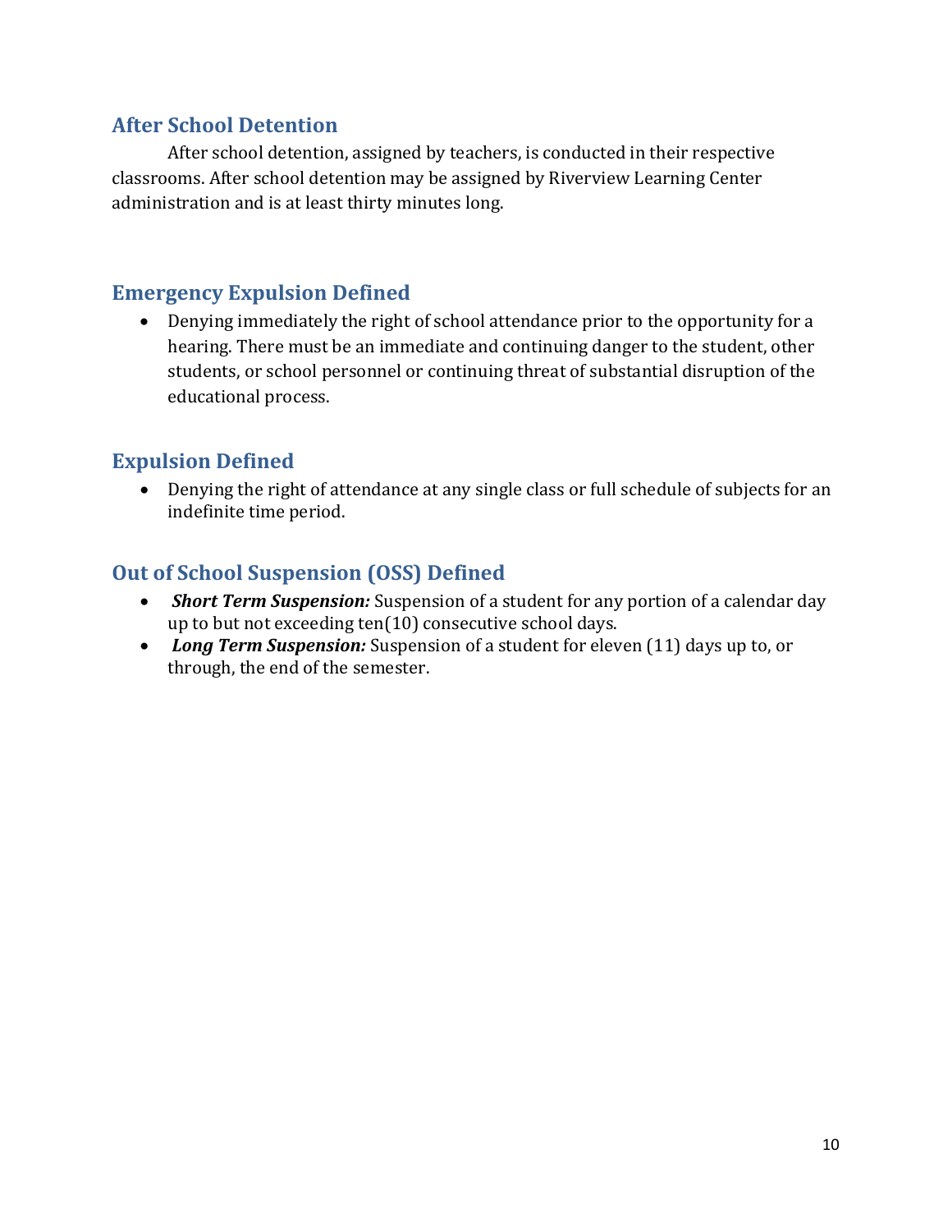## After School Detention

After school detention, assigned by teachers, is conducted in their respective classrooms. After school detention may be assigned by Riverview Learning Center administration and is at least thirty minutes long.

## Emergency Expulsion Defined

- Denying immediately the right of school attendance prior to the opportunity for a hearing. There must be an immediate and continuing danger to the student, other students, or school personnel or continuing threat of substantial disruption of the educational process.

## Expulsion Defined

- Denying the right of attendance at any single class or full schedule of subjects for an indefinite time period.

## Out of School Suspension (OSS) Defined

- ***Short Term Suspension:*** Suspension of a student for any portion of a calendar day up to but not exceeding ten(10) consecutive school days.
- ***Long Term Suspension:*** Suspension of a student for eleven (11) days up to, or through, the end of the semester.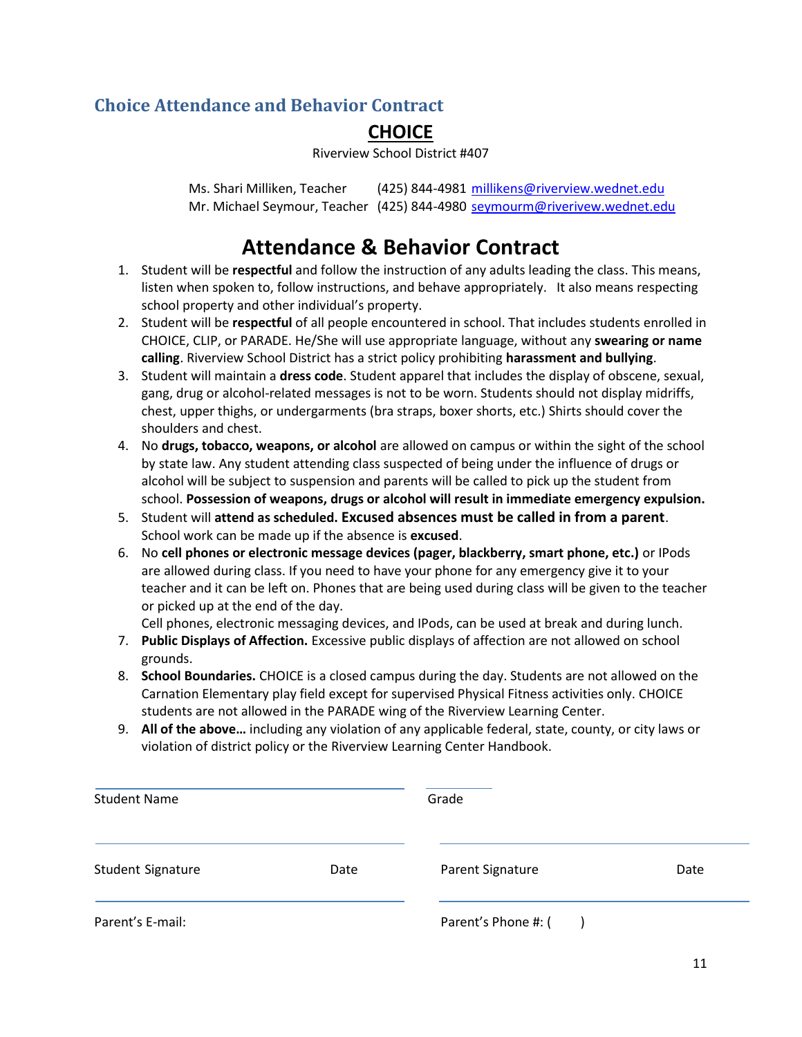## Choice Attendance and Behavior Contract

# CHOICE

Riverview School District #407

Ms. Shari Milliken, Teacher (425) 844-4981 millikens@riverview.wednet.edu
Mr. Michael Seymour, Teacher (425) 844-4980 seymourm@riverivew.wednet.edu

# Attendance & Behavior Contract

1. Student will be **respectful** and follow the instruction of any adults leading the class. This means, listen when spoken to, follow instructions, and behave appropriately. It also means respecting school property and other individual's property.
2. Student will be **respectful** of all people encountered in school. That includes students enrolled in CHOICE, CLIP, or PARADE. He/She will use appropriate language, without any **swearing or name calling**. Riverview School District has a strict policy prohibiting **harassment and bullying**.
3. Student will maintain a **dress code**. Student apparel that includes the display of obscene, sexual, gang, drug or alcohol-related messages is not to be worn. Students should not display midriffs, chest, upper thighs, or undergarments (bra straps, boxer shorts, etc.) Shirts should cover the shoulders and chest.
4. No **drugs, tobacco, weapons, or alcohol** are allowed on campus or within the sight of the school by state law. Any student attending class suspected of being under the influence of drugs or alcohol will be subject to suspension and parents will be called to pick up the student from school. **Possession of weapons, drugs or alcohol will result in immediate emergency expulsion.**
5. Student will **attend as scheduled. Excused absences must be called in from a parent**. School work can be made up if the absence is **excused**.
6. No **cell phones or electronic message devices (pager, blackberry, smart phone, etc.)** or IPods are allowed during class. If you need to have your phone for any emergency give it to your teacher and it can be left on. Phones that are being used during class will be given to the teacher or picked up at the end of the day.
   Cell phones, electronic messaging devices, and IPods, can be used at break and during lunch.
7. **Public Displays of Affection.** Excessive public displays of affection are not allowed on school grounds.
8. **School Boundaries.** CHOICE is a closed campus during the day. Students are not allowed on the Carnation Elementary play field except for supervised Physical Fitness activities only. CHOICE students are not allowed in the PARADE wing of the Riverview Learning Center.
9. **All of the above…** including any violation of any applicable federal, state, county, or city laws or violation of district policy or the Riverview Learning Center Handbook.

Student Name ______________________ Grade ________

Student Signature ______________ Date ________ Parent Signature ______________ Date ________

Parent's E-mail: ______________________ Parent's Phone #: (      ) ______________________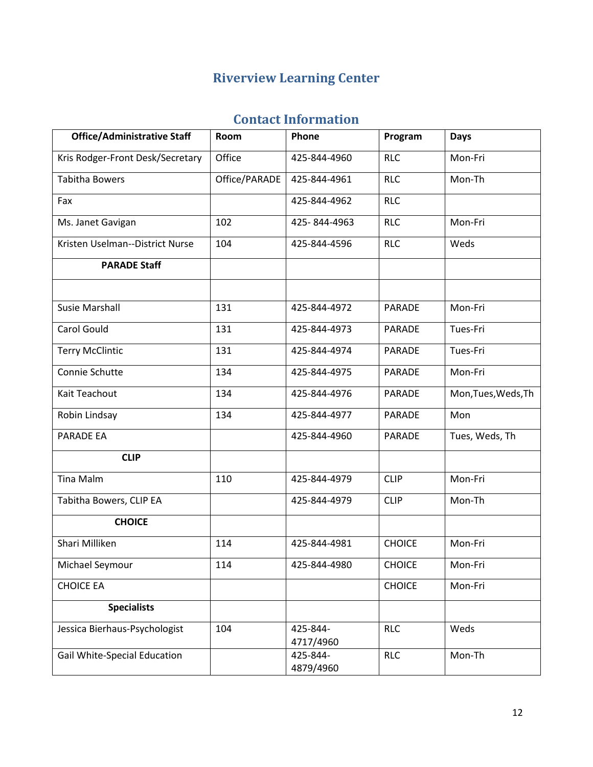# Riverview Learning Center

## Contact Information

| Office/Administrative Staff | Room | Phone | Program | Days |
|---|---|---|---|---|
| Kris Rodger-Front Desk/Secretary | Office | 425-844-4960 | RLC | Mon-Fri |
| Tabitha Bowers | Office/PARADE | 425-844-4961 | RLC | Mon-Th |
| Fax | | 425-844-4962 | RLC | |
| Ms. Janet Gavigan | 102 | 425- 844-4963 | RLC | Mon-Fri |
| Kristen Uselman--District Nurse | 104 | 425-844-4596 | RLC | Weds |
| **PARADE Staff** | | | | |
| | | | | |
| Susie Marshall | 131 | 425-844-4972 | PARADE | Mon-Fri |
| Carol Gould | 131 | 425-844-4973 | PARADE | Tues-Fri |
| Terry McClintic | 131 | 425-844-4974 | PARADE | Tues-Fri |
| Connie Schutte | 134 | 425-844-4975 | PARADE | Mon-Fri |
| Kait Teachout | 134 | 425-844-4976 | PARADE | Mon,Tues,Weds,Th |
| Robin Lindsay | 134 | 425-844-4977 | PARADE | Mon |
| PARADE EA | | 425-844-4960 | PARADE | Tues, Weds, Th |
| **CLIP** | | | | |
| Tina Malm | 110 | 425-844-4979 | CLIP | Mon-Fri |
| Tabitha Bowers, CLIP EA | | 425-844-4979 | CLIP | Mon-Th |
| **CHOICE** | | | | |
| Shari Milliken | 114 | 425-844-4981 | CHOICE | Mon-Fri |
| Michael Seymour | 114 | 425-844-4980 | CHOICE | Mon-Fri |
| CHOICE EA | | | CHOICE | Mon-Fri |
| **Specialists** | | | | |
| Jessica Bierhaus-Psychologist | 104 | 425-844-4717/4960 | RLC | Weds |
| Gail White-Special Education | | 425-844-4879/4960 | RLC | Mon-Th |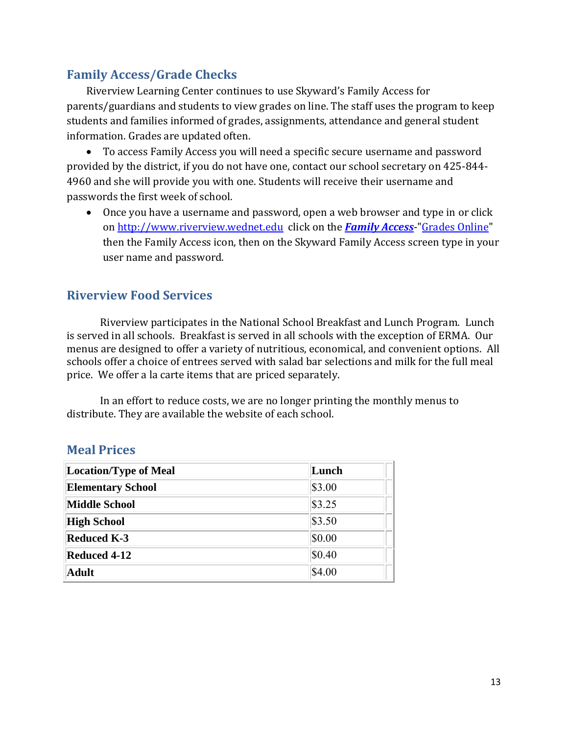## Family Access/Grade Checks

Riverview Learning Center continues to use Skyward's Family Access for parents/guardians and students to view grades on line. The staff uses the program to keep students and families informed of grades, assignments, attendance and general student information. Grades are updated often.

- To access Family Access you will need a specific secure username and password provided by the district, if you do not have one, contact our school secretary on 425-844-4960 and she will provide you with one. Students will receive their username and passwords the first week of school.
- Once you have a username and password, open a web browser and type in or click on http://www.riverview.wednet.edu click on the ***Family Access***-"Grades Online" then the Family Access icon, then on the Skyward Family Access screen type in your user name and password.

## Riverview Food Services

Riverview participates in the National School Breakfast and Lunch Program. Lunch is served in all schools. Breakfast is served in all schools with the exception of ERMA. Our menus are designed to offer a variety of nutritious, economical, and convenient options. All schools offer a choice of entrees served with salad bar selections and milk for the full meal price. We offer a la carte items that are priced separately.

In an effort to reduce costs, we are no longer printing the monthly menus to distribute. They are available the website of each school.

## Meal Prices

| Location/Type of Meal | Lunch |
|---|---|
| Elementary School | $3.00 |
| Middle School | $3.25 |
| High School | $3.50 |
| Reduced K-3 | $0.00 |
| Reduced 4-12 | $0.40 |
| Adult | $4.00 |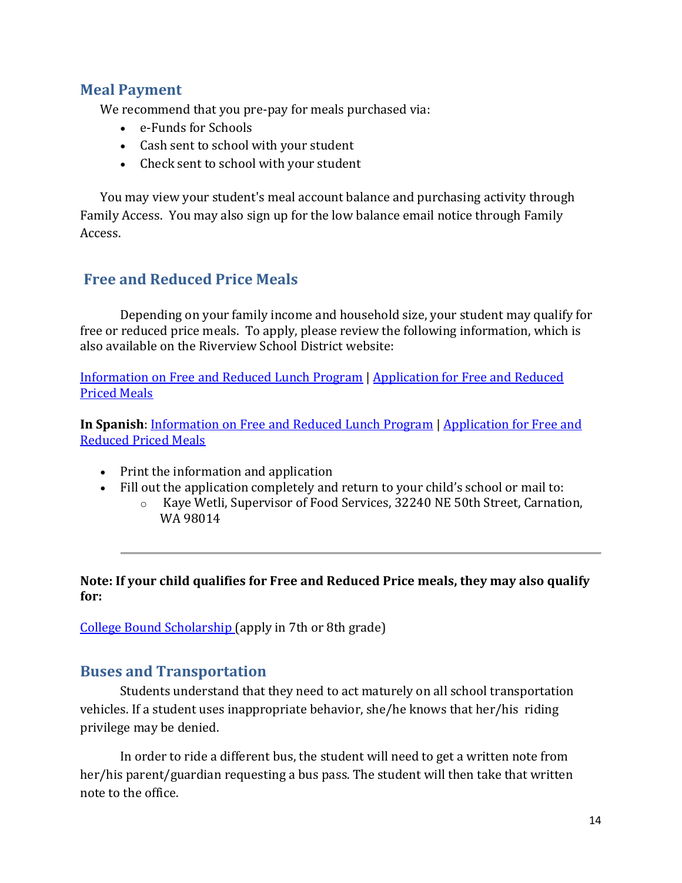## Meal Payment

We recommend that you pre-pay for meals purchased via:

- e-Funds for Schools
- Cash sent to school with your student
- Check sent to school with your student

You may view your student's meal account balance and purchasing activity through Family Access. You may also sign up for the low balance email notice through Family Access.

## Free and Reduced Price Meals

Depending on your family income and household size, your student may qualify for free or reduced price meals. To apply, please review the following information, which is also available on the Riverview School District website:

Information on Free and Reduced Lunch Program | Application for Free and Reduced Priced Meals

**In Spanish**: Information on Free and Reduced Lunch Program | Application for Free and Reduced Priced Meals

- Print the information and application
- Fill out the application completely and return to your child's school or mail to:
  - Kaye Wetli, Supervisor of Food Services, 32240 NE 50th Street, Carnation, WA 98014

---

**Note: If your child qualifies for Free and Reduced Price meals, they may also qualify for:**

College Bound Scholarship (apply in 7th or 8th grade)

## Buses and Transportation

Students understand that they need to act maturely on all school transportation vehicles. If a student uses inappropriate behavior, she/he knows that her/his riding privilege may be denied.

In order to ride a different bus, the student will need to get a written note from her/his parent/guardian requesting a bus pass. The student will then take that written note to the office.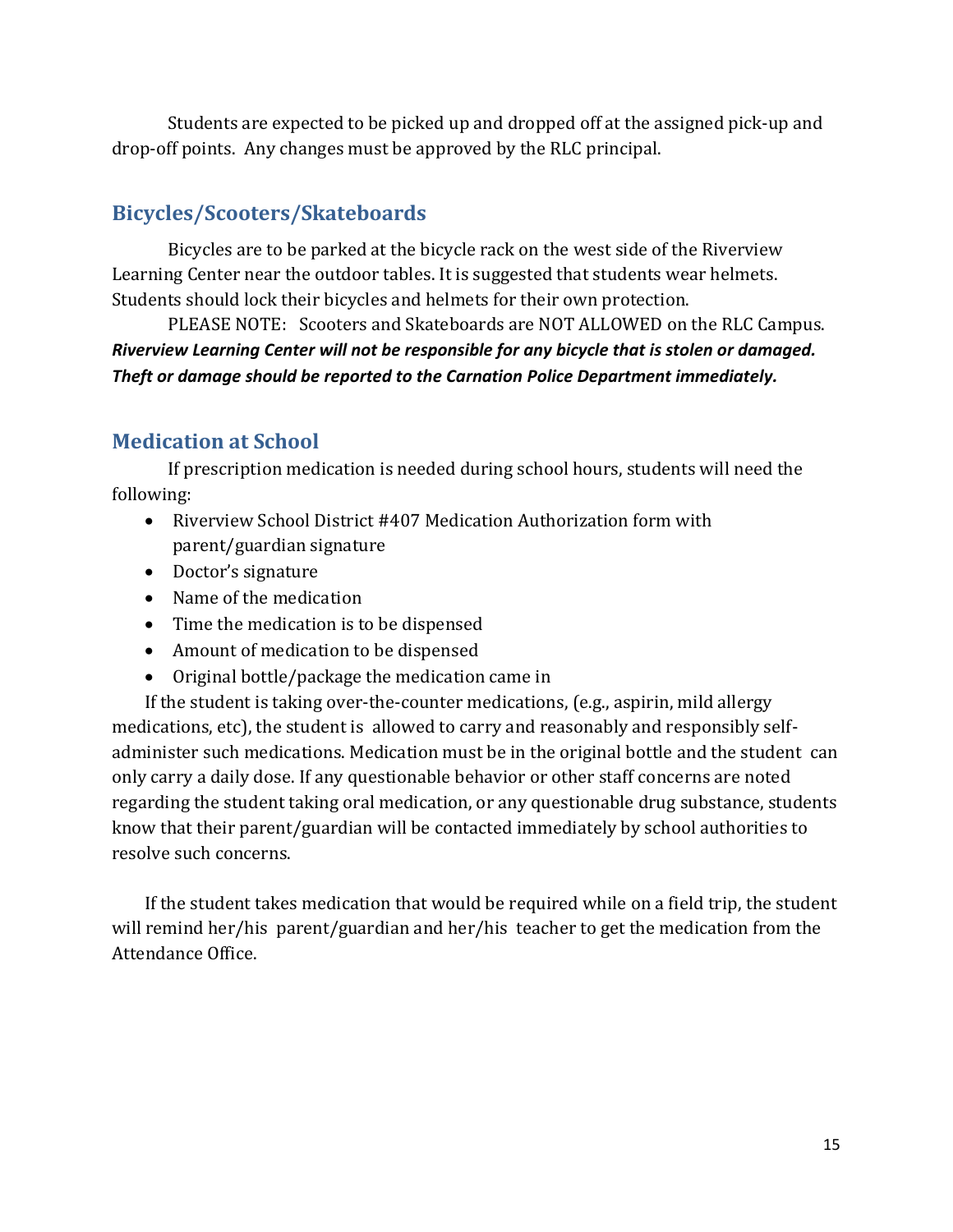Students are expected to be picked up and dropped off at the assigned pick-up and drop-off points. Any changes must be approved by the RLC principal.

## Bicycles/Scooters/Skateboards

Bicycles are to be parked at the bicycle rack on the west side of the Riverview Learning Center near the outdoor tables. It is suggested that students wear helmets. Students should lock their bicycles and helmets for their own protection.

PLEASE NOTE: Scooters and Skateboards are NOT ALLOWED on the RLC Campus. ***Riverview Learning Center will not be responsible for any bicycle that is stolen or damaged. Theft or damage should be reported to the Carnation Police Department immediately.***

## Medication at School

If prescription medication is needed during school hours, students will need the following:

- Riverview School District #407 Medication Authorization form with parent/guardian signature
- Doctor's signature
- Name of the medication
- Time the medication is to be dispensed
- Amount of medication to be dispensed
- Original bottle/package the medication came in

If the student is taking over-the-counter medications, (e.g., aspirin, mild allergy medications, etc), the student is allowed to carry and reasonably and responsibly self-administer such medications. Medication must be in the original bottle and the student can only carry a daily dose. If any questionable behavior or other staff concerns are noted regarding the student taking oral medication, or any questionable drug substance, students know that their parent/guardian will be contacted immediately by school authorities to resolve such concerns.

If the student takes medication that would be required while on a field trip, the student will remind her/his parent/guardian and her/his teacher to get the medication from the Attendance Office.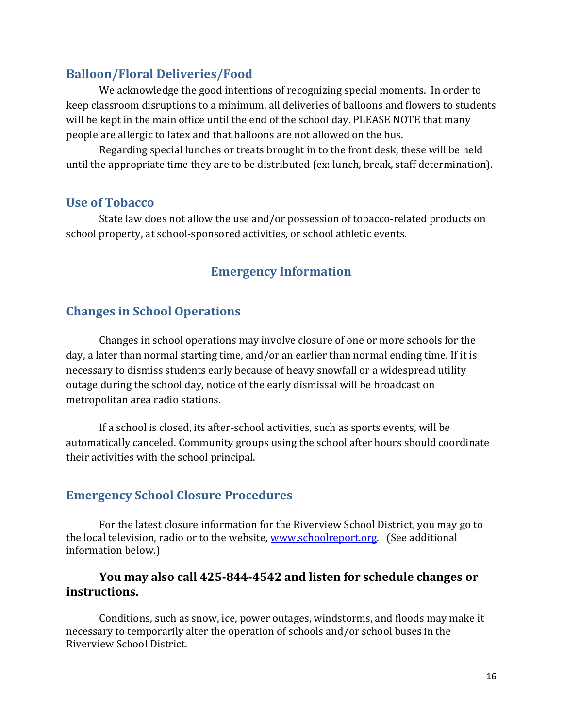## Balloon/Floral Deliveries/Food

We acknowledge the good intentions of recognizing special moments. In order to keep classroom disruptions to a minimum, all deliveries of balloons and flowers to students will be kept in the main office until the end of the school day. PLEASE NOTE that many people are allergic to latex and that balloons are not allowed on the bus.

Regarding special lunches or treats brought in to the front desk, these will be held until the appropriate time they are to be distributed (ex: lunch, break, staff determination).

## Use of Tobacco

State law does not allow the use and/or possession of tobacco-related products on school property, at school-sponsored activities, or school athletic events.

# Emergency Information

## Changes in School Operations

Changes in school operations may involve closure of one or more schools for the day, a later than normal starting time, and/or an earlier than normal ending time. If it is necessary to dismiss students early because of heavy snowfall or a widespread utility outage during the school day, notice of the early dismissal will be broadcast on metropolitan area radio stations.

If a school is closed, its after-school activities, such as sports events, will be automatically canceled. Community groups using the school after hours should coordinate their activities with the school principal.

## Emergency School Closure Procedures

For the latest closure information for the Riverview School District, you may go to the local television, radio or to the website, [www.schoolreport.org](http://www.schoolreport.org). (See additional information below.)

**You may also call 425-844-4542 and listen for schedule changes or instructions.**

Conditions, such as snow, ice, power outages, windstorms, and floods may make it necessary to temporarily alter the operation of schools and/or school buses in the Riverview School District.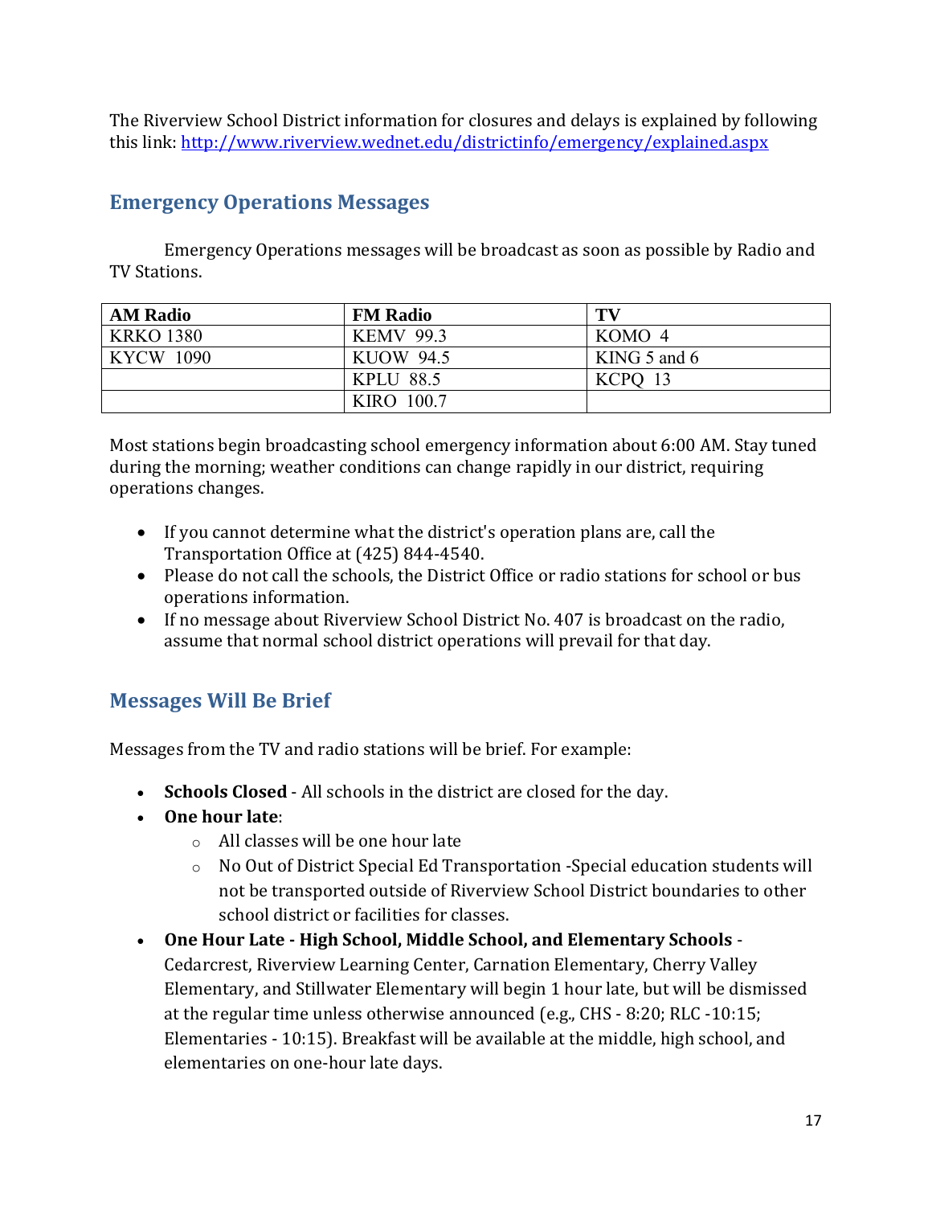The Riverview School District information for closures and delays is explained by following this link: [http://www.riverview.wednet.edu/districtinfo/emergency/explained.aspx](http://www.riverview.wednet.edu/districtinfo/emergency/explained.aspx)

## Emergency Operations Messages

Emergency Operations messages will be broadcast as soon as possible by Radio and TV Stations.

| AM Radio | FM Radio | TV |
| --- | --- | --- |
| KRKO 1380 | KEMV 99.3 | KOMO 4 |
| KYCW 1090 | KUOW 94.5 | KING 5 and 6 |
| | KPLU 88.5 | KCPQ 13 |
| | KIRO 100.7 | |

Most stations begin broadcasting school emergency information about 6:00 AM. Stay tuned during the morning; weather conditions can change rapidly in our district, requiring operations changes.

- If you cannot determine what the district's operation plans are, call the Transportation Office at (425) 844-4540.
- Please do not call the schools, the District Office or radio stations for school or bus operations information.
- If no message about Riverview School District No. 407 is broadcast on the radio, assume that normal school district operations will prevail for that day.

## Messages Will Be Brief

Messages from the TV and radio stations will be brief. For example:

- **Schools Closed** - All schools in the district are closed for the day.
- **One hour late**:
    - All classes will be one hour late
    - No Out of District Special Ed Transportation -Special education students will not be transported outside of Riverview School District boundaries to other school district or facilities for classes.
- **One Hour Late - High School, Middle School, and Elementary Schools** - Cedarcrest, Riverview Learning Center, Carnation Elementary, Cherry Valley Elementary, and Stillwater Elementary will begin 1 hour late, but will be dismissed at the regular time unless otherwise announced (e.g., CHS - 8:20; RLC -10:15; Elementaries - 10:15). Breakfast will be available at the middle, high school, and elementaries on one-hour late days.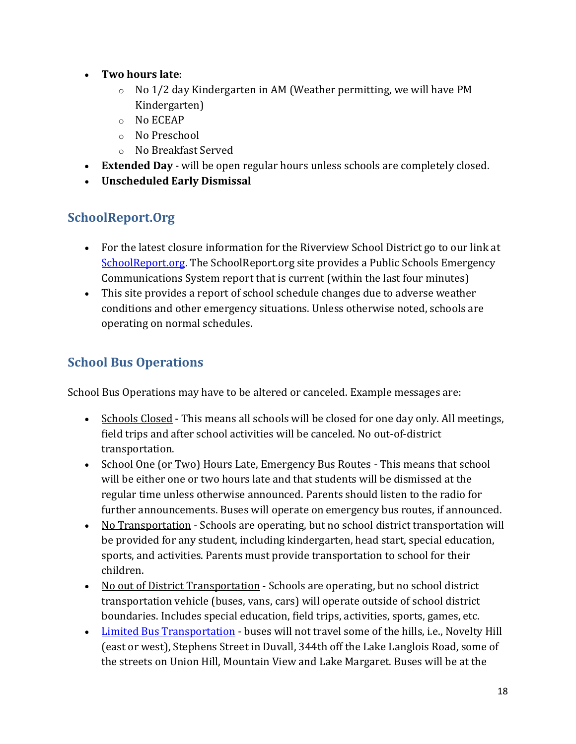- **Two hours late**:
    - No 1/2 day Kindergarten in AM (Weather permitting, we will have PM Kindergarten)
    - No ECEAP
    - No Preschool
    - No Breakfast Served
- **Extended Day** - will be open regular hours unless schools are completely closed.
- **Unscheduled Early Dismissal**

## SchoolReport.Org

- For the latest closure information for the Riverview School District go to our link at SchoolReport.org. The SchoolReport.org site provides a Public Schools Emergency Communications System report that is current (within the last four minutes)
- This site provides a report of school schedule changes due to adverse weather conditions and other emergency situations. Unless otherwise noted, schools are operating on normal schedules.

## School Bus Operations

School Bus Operations may have to be altered or canceled. Example messages are:

- Schools Closed - This means all schools will be closed for one day only. All meetings, field trips and after school activities will be canceled. No out-of-district transportation.
- School One (or Two) Hours Late, Emergency Bus Routes - This means that school will be either one or two hours late and that students will be dismissed at the regular time unless otherwise announced. Parents should listen to the radio for further announcements. Buses will operate on emergency bus routes, if announced.
- No Transportation - Schools are operating, but no school district transportation will be provided for any student, including kindergarten, head start, special education, sports, and activities. Parents must provide transportation to school for their children.
- No out of District Transportation - Schools are operating, but no school district transportation vehicle (buses, vans, cars) will operate outside of school district boundaries. Includes special education, field trips, activities, sports, games, etc.
- Limited Bus Transportation - buses will not travel some of the hills, i.e., Novelty Hill (east or west), Stephens Street in Duvall, 344th off the Lake Langlois Road, some of the streets on Union Hill, Mountain View and Lake Margaret. Buses will be at the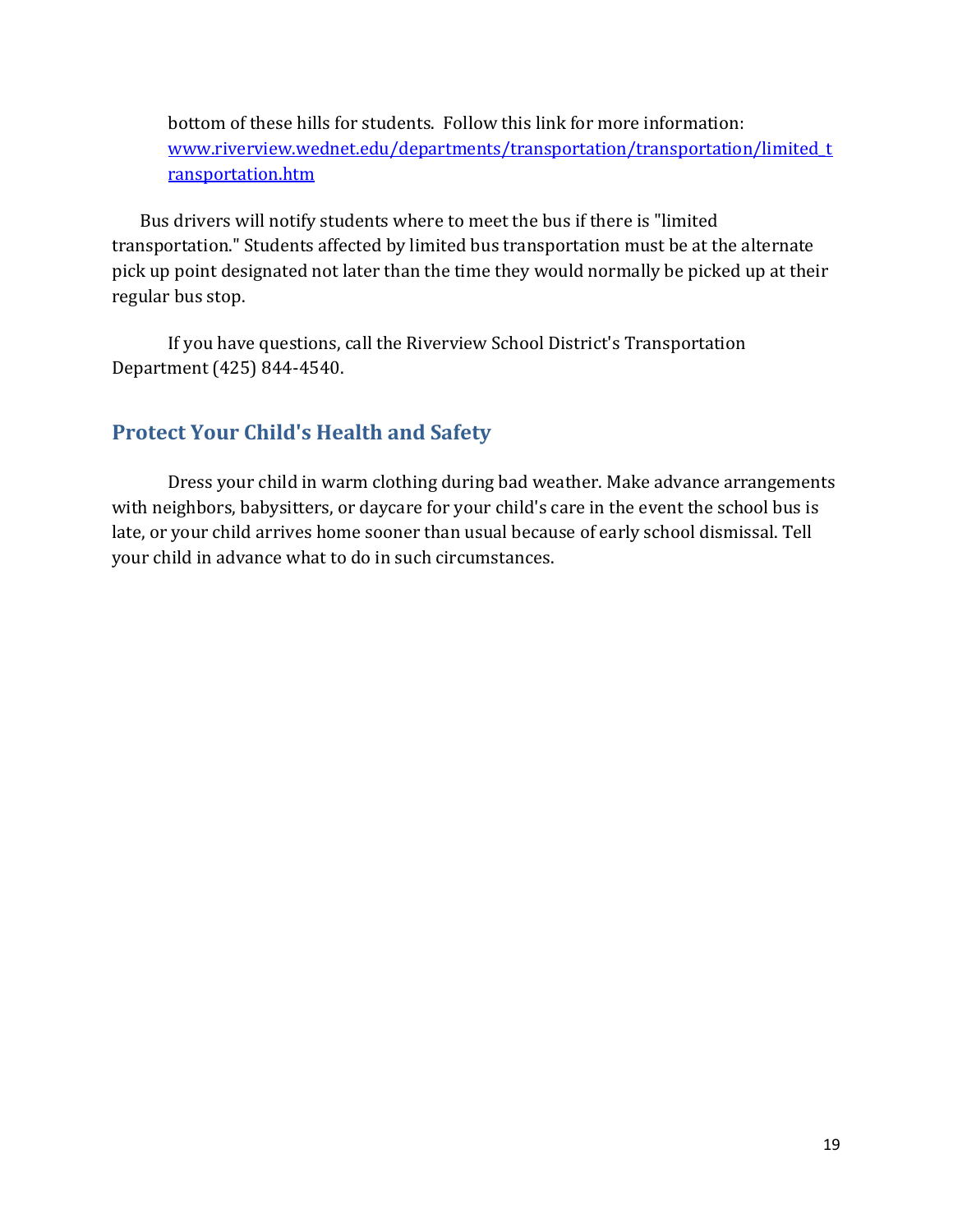bottom of these hills for students. Follow this link for more information: [www.riverview.wednet.edu/departments/transportation/transportation/limited_transportation.htm](http://www.riverview.wednet.edu/departments/transportation/transportation/limited_transportation.htm)

Bus drivers will notify students where to meet the bus if there is "limited transportation." Students affected by limited bus transportation must be at the alternate pick up point designated not later than the time they would normally be picked up at their regular bus stop.

If you have questions, call the Riverview School District's Transportation Department (425) 844-4540.

## Protect Your Child's Health and Safety

Dress your child in warm clothing during bad weather. Make advance arrangements with neighbors, babysitters, or daycare for your child's care in the event the school bus is late, or your child arrives home sooner than usual because of early school dismissal. Tell your child in advance what to do in such circumstances.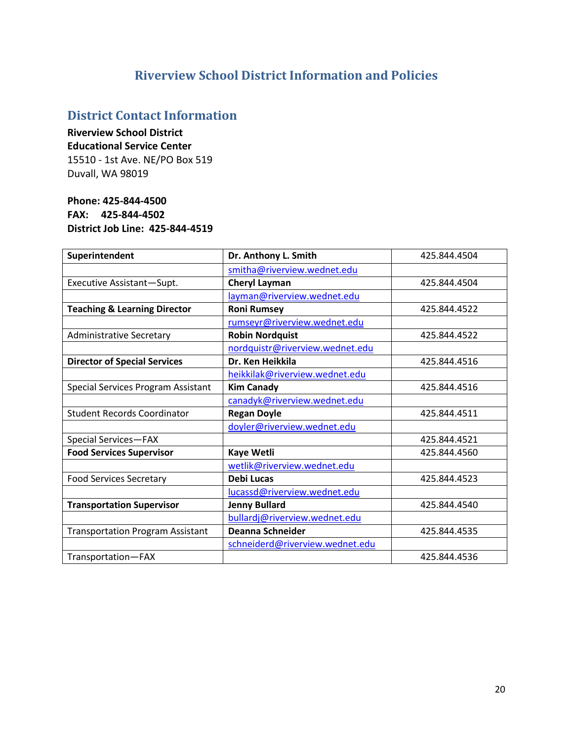# Riverview School District Information and Policies

## District Contact Information

**Riverview School District**
**Educational Service Center**
15510 - 1st Ave. NE/PO Box 519
Duvall, WA 98019

**Phone: 425-844-4500**
**FAX: 425-844-4502**
**District Job Line: 425-844-4519**

| **Superintendent** | **Dr. Anthony L. Smith** | 425.844.4504 |
|---|---|---|
| | smitha@riverview.wednet.edu | |
| Executive Assistant—Supt. | **Cheryl Layman** | 425.844.4504 |
| | layman@riverview.wednet.edu | |
| **Teaching & Learning Director** | **Roni Rumsey** | 425.844.4522 |
| | rumseyr@riverview.wednet.edu | |
| Administrative Secretary | **Robin Nordquist** | 425.844.4522 |
| | nordquistr@riverview.wednet.edu | |
| **Director of Special Services** | **Dr. Ken Heikkila** | 425.844.4516 |
| | heikkilak@riverview.wednet.edu | |
| Special Services Program Assistant | **Kim Canady** | 425.844.4516 |
| | canadyk@riverview.wednet.edu | |
| Student Records Coordinator | **Regan Doyle** | 425.844.4511 |
| | doyler@riverview.wednet.edu | |
| Special Services—FAX | | 425.844.4521 |
| **Food Services Supervisor** | **Kaye Wetli** | 425.844.4560 |
| | wetlik@riverview.wednet.edu | |
| Food Services Secretary | **Debi Lucas** | 425.844.4523 |
| | lucassd@riverview.wednet.edu | |
| **Transportation Supervisor** | **Jenny Bullard** | 425.844.4540 |
| | bullardj@riverview.wednet.edu | |
| Transportation Program Assistant | **Deanna Schneider** | 425.844.4535 |
| | schneiderd@riverview.wednet.edu | |
| Transportation—FAX | | 425.844.4536 |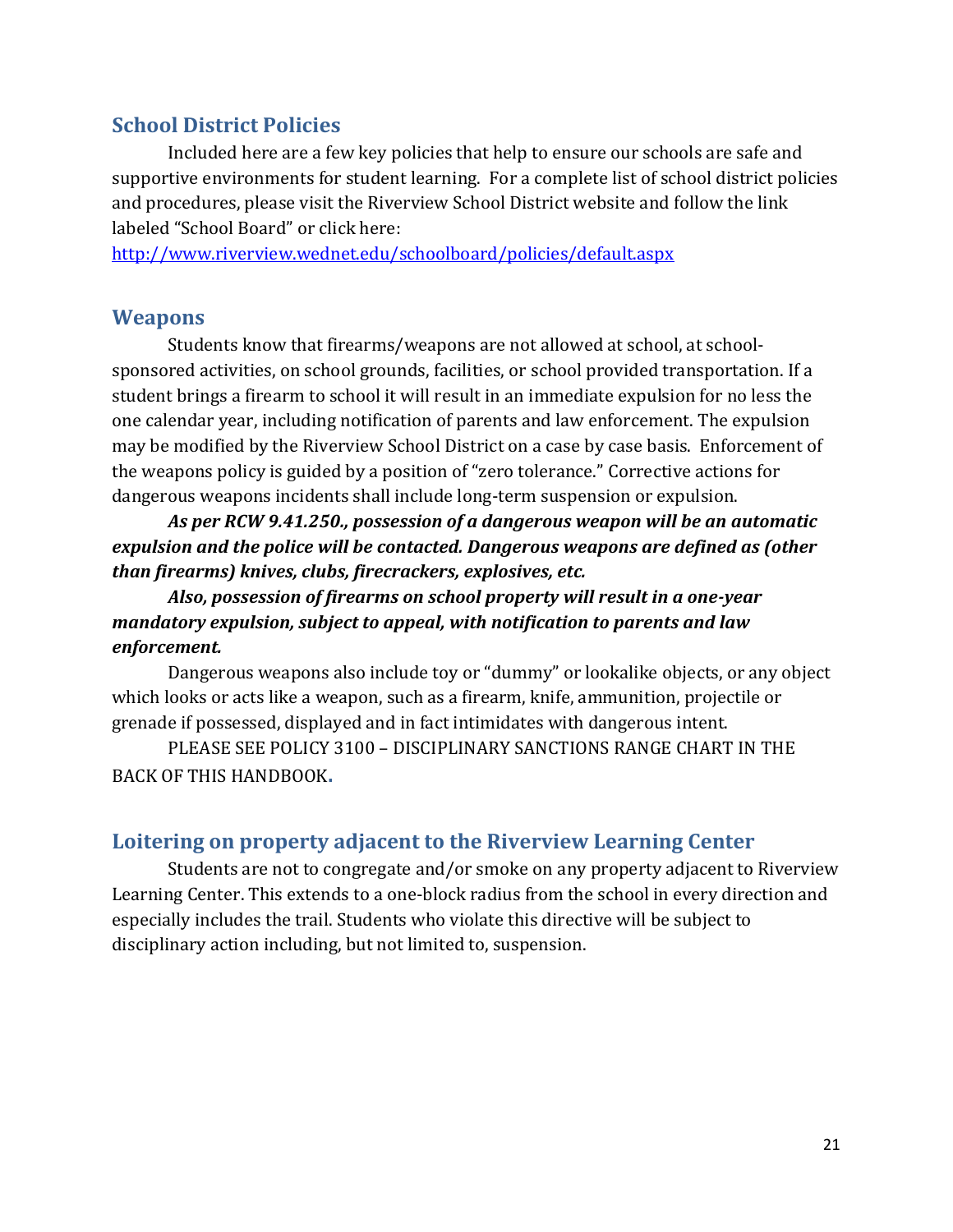## School District Policies

Included here are a few key policies that help to ensure our schools are safe and supportive environments for student learning. For a complete list of school district policies and procedures, please visit the Riverview School District website and follow the link labeled "School Board" or click here: [http://www.riverview.wednet.edu/schoolboard/policies/default.aspx](http://www.riverview.wednet.edu/schoolboard/policies/default.aspx)

## Weapons

Students know that firearms/weapons are not allowed at school, at school-sponsored activities, on school grounds, facilities, or school provided transportation. If a student brings a firearm to school it will result in an immediate expulsion for no less the one calendar year, including notification of parents and law enforcement. The expulsion may be modified by the Riverview School District on a case by case basis. Enforcement of the weapons policy is guided by a position of "zero tolerance." Corrective actions for dangerous weapons incidents shall include long-term suspension or expulsion.

***As per RCW 9.41.250., possession of a dangerous weapon will be an automatic expulsion and the police will be contacted. Dangerous weapons are defined as (other than firearms) knives, clubs, firecrackers, explosives, etc.***

***Also, possession of firearms on school property will result in a one-year mandatory expulsion, subject to appeal, with notification to parents and law enforcement.***

Dangerous weapons also include toy or "dummy" or lookalike objects, or any object which looks or acts like a weapon, such as a firearm, knife, ammunition, projectile or grenade if possessed, displayed and in fact intimidates with dangerous intent.

PLEASE SEE POLICY 3100 – DISCIPLINARY SANCTIONS RANGE CHART IN THE BACK OF THIS HANDBOOK.

## Loitering on property adjacent to the Riverview Learning Center

Students are not to congregate and/or smoke on any property adjacent to Riverview Learning Center. This extends to a one-block radius from the school in every direction and especially includes the trail. Students who violate this directive will be subject to disciplinary action including, but not limited to, suspension.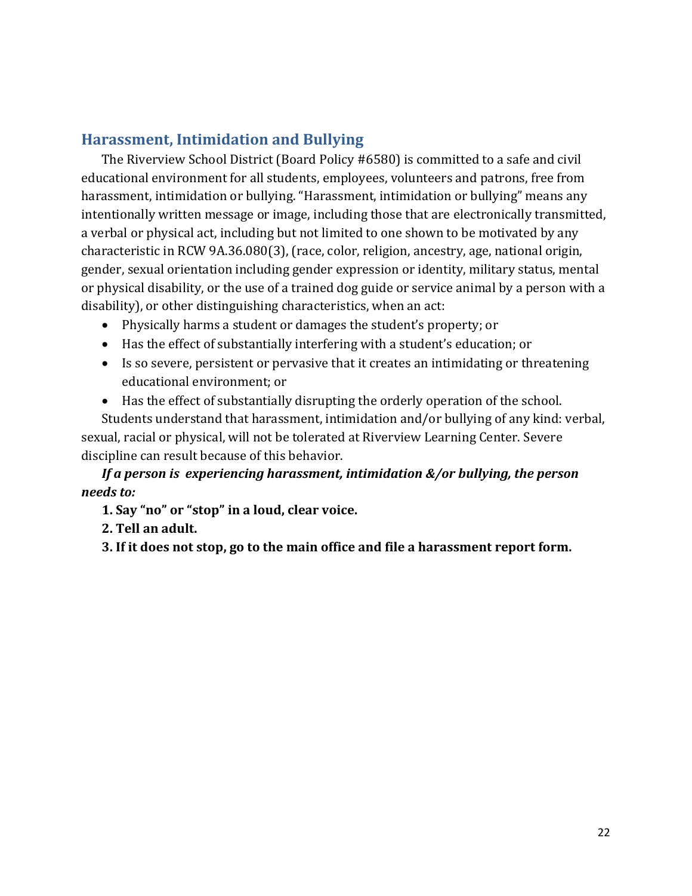## Harassment, Intimidation and Bullying

The Riverview School District (Board Policy #6580) is committed to a safe and civil educational environment for all students, employees, volunteers and patrons, free from harassment, intimidation or bullying. "Harassment, intimidation or bullying" means any intentionally written message or image, including those that are electronically transmitted, a verbal or physical act, including but not limited to one shown to be motivated by any characteristic in RCW 9A.36.080(3), (race, color, religion, ancestry, age, national origin, gender, sexual orientation including gender expression or identity, military status, mental or physical disability, or the use of a trained dog guide or service animal by a person with a disability), or other distinguishing characteristics, when an act:

- Physically harms a student or damages the student's property; or
- Has the effect of substantially interfering with a student's education; or
- Is so severe, persistent or pervasive that it creates an intimidating or threatening educational environment; or
- Has the effect of substantially disrupting the orderly operation of the school.

Students understand that harassment, intimidation and/or bullying of any kind: verbal, sexual, racial or physical, will not be tolerated at Riverview Learning Center. Severe discipline can result because of this behavior.

***If a person is experiencing harassment, intimidation &/or bullying, the person needs to:***

**1. Say "no" or "stop" in a loud, clear voice.**

**2. Tell an adult.**

**3. If it does not stop, go to the main office and file a harassment report form.**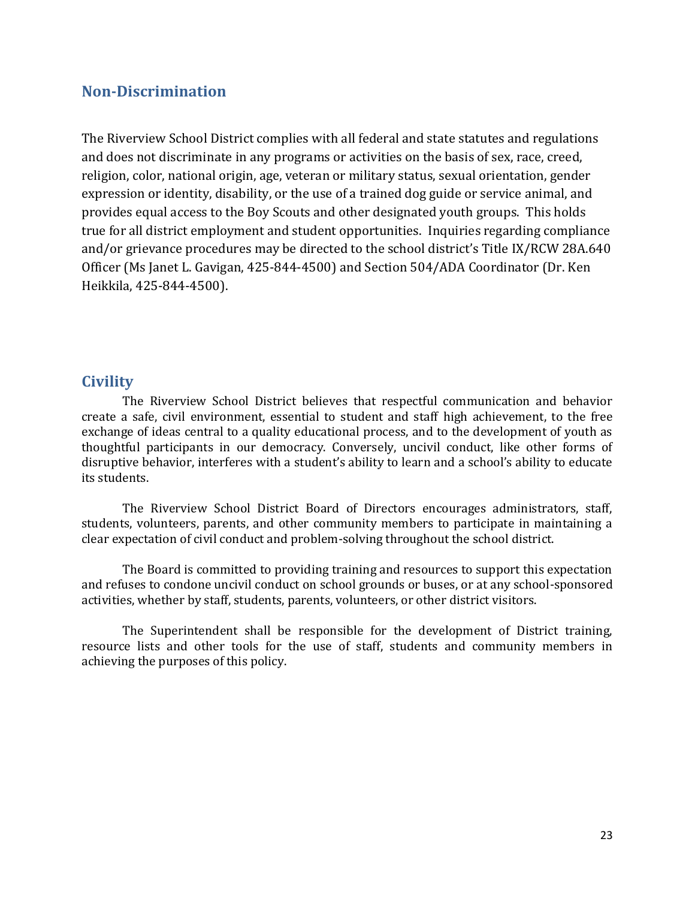## Non-Discrimination

The Riverview School District complies with all federal and state statutes and regulations and does not discriminate in any programs or activities on the basis of sex, race, creed, religion, color, national origin, age, veteran or military status, sexual orientation, gender expression or identity, disability, or the use of a trained dog guide or service animal, and provides equal access to the Boy Scouts and other designated youth groups. This holds true for all district employment and student opportunities. Inquiries regarding compliance and/or grievance procedures may be directed to the school district's Title IX/RCW 28A.640 Officer (Ms Janet L. Gavigan, 425-844-4500) and Section 504/ADA Coordinator (Dr. Ken Heikkila, 425-844-4500).

## Civility

The Riverview School District believes that respectful communication and behavior create a safe, civil environment, essential to student and staff high achievement, to the free exchange of ideas central to a quality educational process, and to the development of youth as thoughtful participants in our democracy. Conversely, uncivil conduct, like other forms of disruptive behavior, interferes with a student's ability to learn and a school's ability to educate its students.

The Riverview School District Board of Directors encourages administrators, staff, students, volunteers, parents, and other community members to participate in maintaining a clear expectation of civil conduct and problem-solving throughout the school district.

The Board is committed to providing training and resources to support this expectation and refuses to condone uncivil conduct on school grounds or buses, or at any school-sponsored activities, whether by staff, students, parents, volunteers, or other district visitors.

The Superintendent shall be responsible for the development of District training, resource lists and other tools for the use of staff, students and community members in achieving the purposes of this policy.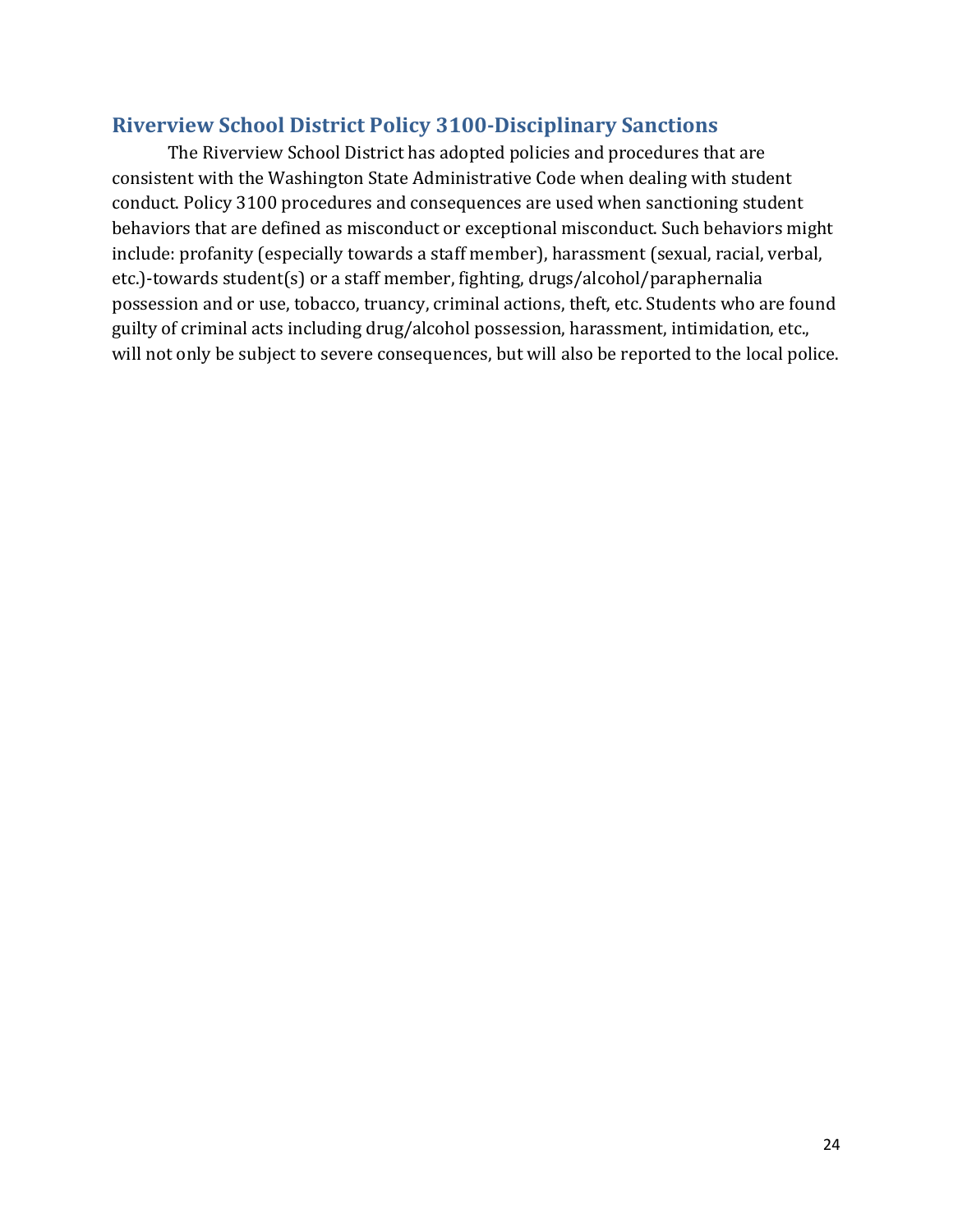## Riverview School District Policy 3100-Disciplinary Sanctions

The Riverview School District has adopted policies and procedures that are consistent with the Washington State Administrative Code when dealing with student conduct. Policy 3100 procedures and consequences are used when sanctioning student behaviors that are defined as misconduct or exceptional misconduct. Such behaviors might include: profanity (especially towards a staff member), harassment (sexual, racial, verbal, etc.)-towards student(s) or a staff member, fighting, drugs/alcohol/paraphernalia possession and or use, tobacco, truancy, criminal actions, theft, etc. Students who are found guilty of criminal acts including drug/alcohol possession, harassment, intimidation, etc., will not only be subject to severe consequences, but will also be reported to the local police.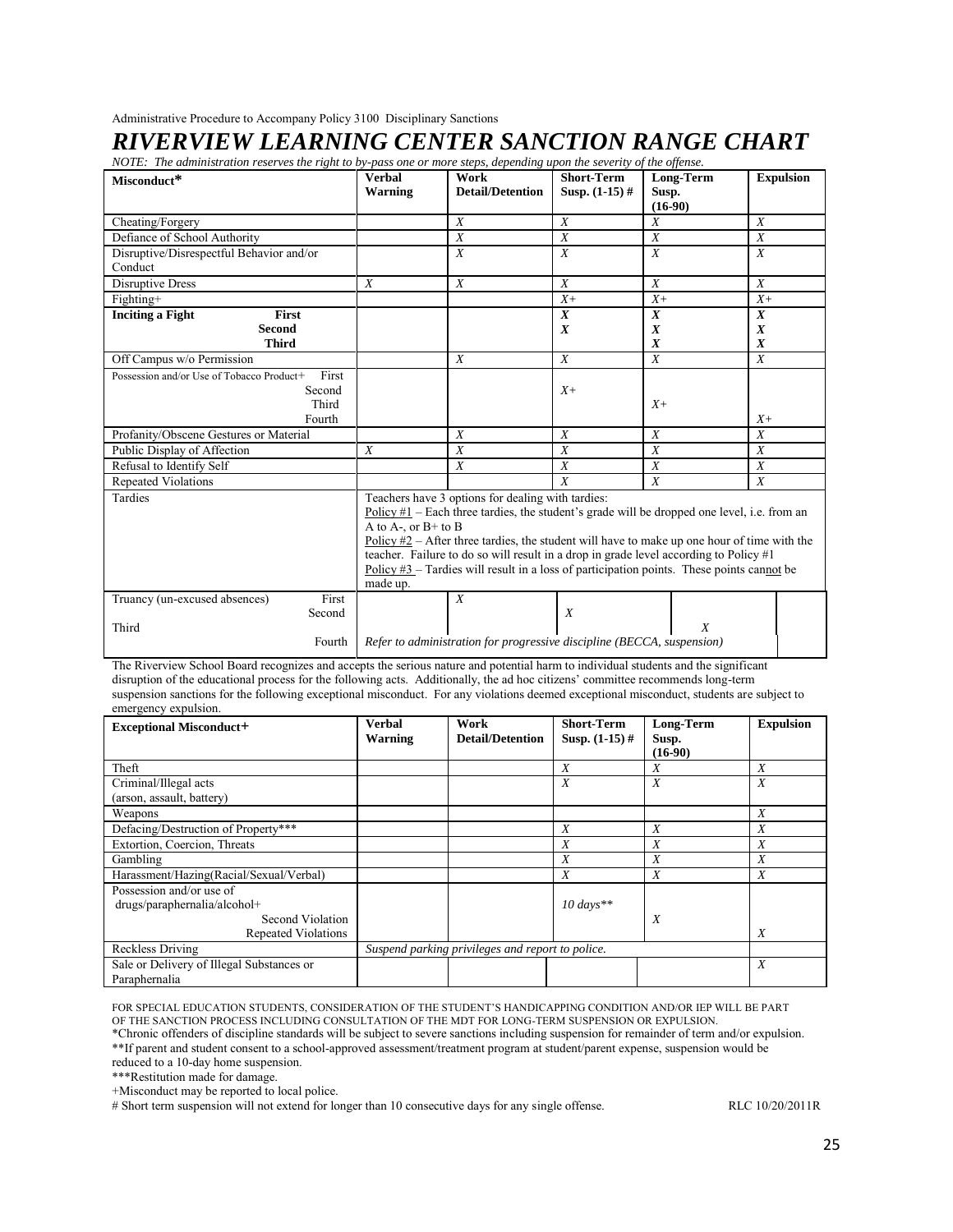Administrative Procedure to Accompany Policy 3100 Disciplinary Sanctions

# *RIVERVIEW LEARNING CENTER SANCTION RANGE CHART*

*NOTE: The administration reserves the right to by-pass one or more steps, depending upon the severity of the offense.*

| Misconduct* | Verbal Warning | Work Detail/Detention | Short-Term Susp. (1-15) # | Long-Term Susp. (16-90) | Expulsion |
|---|---|---|---|---|---|
| Cheating/Forgery | | X | X | X | X |
| Defiance of School Authority | | X | X | X | X |
| Disruptive/Disrespectful Behavior and/or Conduct | | X | X | X | X |
| Disruptive Dress | X | X | X | X | X |
| Fighting+ | | | X+ | X+ | X+ |
| **Inciting a Fight** **First** | | | ***X*** | ***X*** | ***X*** |
| **Second** | | | ***X*** | ***X*** | ***X*** |
| **Third** | | | | ***X*** | ***X*** |
| Off Campus w/o Permission | | X | X | X | X |
| Possession and/or Use of Tobacco Product+ First | | | | | |
| Second | | | X+ | | |
| Third | | | | X+ | |
| Fourth | | | | | X+ |
| Profanity/Obscene Gestures or Material | | X | X | X | X |
| Public Display of Affection | X | X | X | X | X |
| Refusal to Identify Self | | X | X | X | X |
| Repeated Violations | | | X | X | X |
| Tardies | Teachers have 3 options for dealing with tardies: Policy #1 – Each three tardies, the student's grade will be dropped one level, i.e. from an A to A-, or B+ to B. Policy #2 – After three tardies, the student will have to make up one hour of time with the teacher. Failure to do so will result in a drop in grade level according to Policy #1. Policy #3 – Tardies will result in a loss of participation points. These points cannot be made up. | | | | |
| Truancy (un-excused absences) First | | X | | | |
| Second | | | X | | |
| Third | | | | X | |
| Fourth | *Refer to administration for progressive discipline (BECCA, suspension)* | | | | |

The Riverview School Board recognizes and accepts the serious nature and potential harm to individual students and the significant disruption of the educational process for the following acts. Additionally, the ad hoc citizens' committee recommends long-term suspension sanctions for the following exceptional misconduct. For any violations deemed exceptional misconduct, students are subject to emergency expulsion.

| Exceptional Misconduct+ | Verbal Warning | Work Detail/Detention | Short-Term Susp. (1-15) # | Long-Term Susp. (16-90) | Expulsion |
|---|---|---|---|---|---|
| Theft | | | X | X | X |
| Criminal/Illegal acts (arson, assault, battery) | | | X | X | X |
| Weapons | | | | | X |
| Defacing/Destruction of Property*** | | | X | X | X |
| Extortion, Coercion, Threats | | | X | X | X |
| Gambling | | | X | X | X |
| Harassment/Hazing(Racial/Sexual/Verbal) | | | X | X | X |
| Possession and/or use of drugs/paraphernalia/alcohol+ | | | *10 days*** | | |
| Second Violation | | | | X | |
| Repeated Violations | | | | | X |
| Reckless Driving | *Suspend parking privileges and report to police.* | | | | |
| Sale or Delivery of Illegal Substances or Paraphernalia | | | | | X |

FOR SPECIAL EDUCATION STUDENTS, CONSIDERATION OF THE STUDENT'S HANDICAPPING CONDITION AND/OR IEP WILL BE PART OF THE SANCTION PROCESS INCLUDING CONSULTATION OF THE MDT FOR LONG-TERM SUSPENSION OR EXPULSION.

*Chronic offenders of discipline standards will be subject to severe sanctions including suspension for remainder of term and/or expulsion.

**If parent and student consent to a school-approved assessment/treatment program at student/parent expense, suspension would be reduced to a 10-day home suspension.

***Restitution made for damage.

+Misconduct may be reported to local police.

# Short term suspension will not extend for longer than 10 consecutive days for any single offense. RLC 10/20/2011R